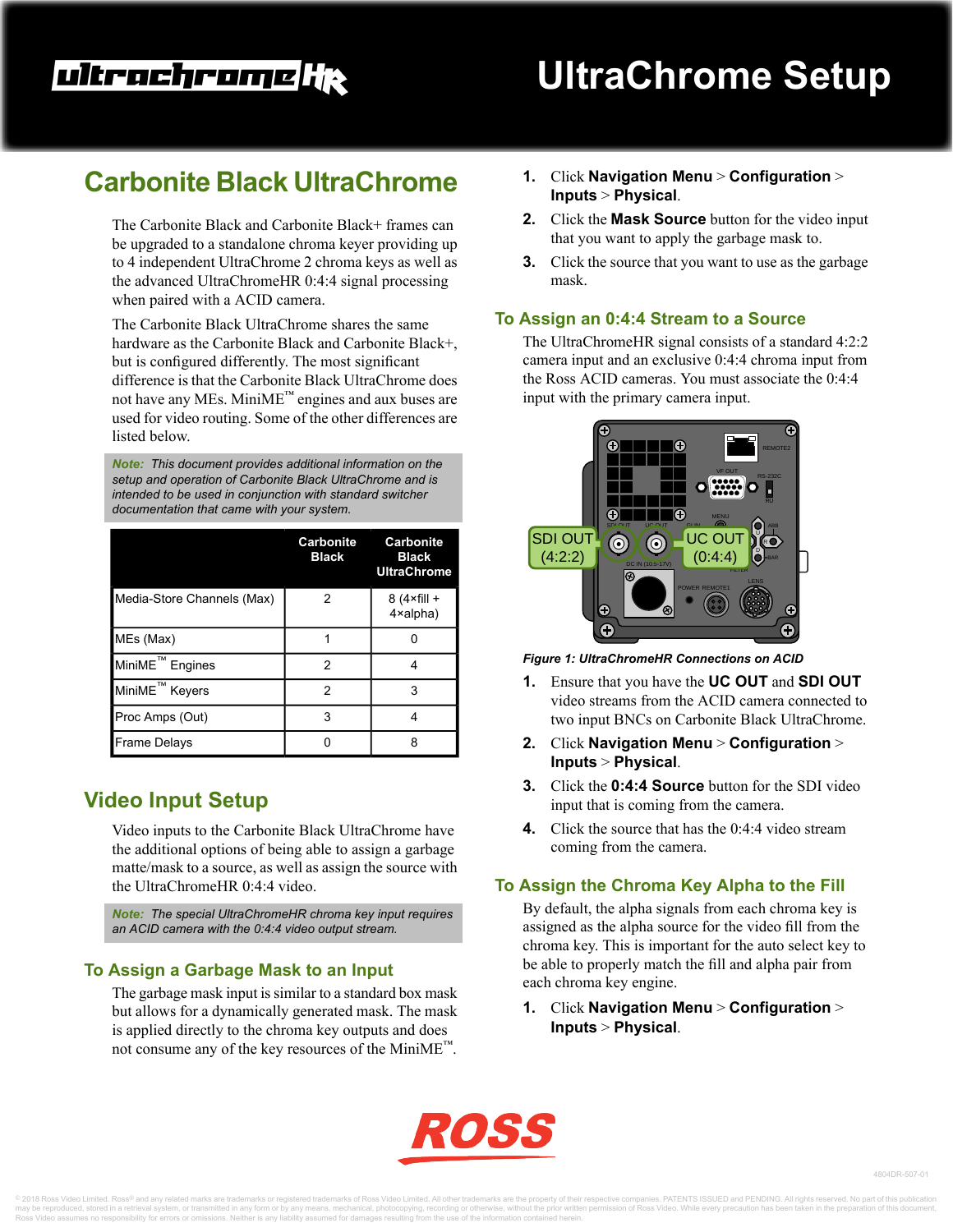# UltraChrome Setup

## Carbonite Black UltraChrome

The Carbonite Black and Carbonite Black+ frames can be upgraded to a standalone chroma keyer providing up to 4 independent UltraChrome 2 chroma keys as well as the advanced UltraChromeHR 0:4:4 signal processing when paired with a ACID camera.

The Carbonite Black UltraChrome shares the same hardware as the Carbonite Black and Carbonite Black+, but is configured differently. The most significant difference is that the Carbonite Black UltraChrome does not have any MEs. MiniME™ engines and aux buses are used for video routing. Some of the other differences are listed below.

*Note: This document provides additional information on the setup and operation of Carbonite Black UltraChrome and is intended to be used in conjunction with standard switcher documentation that came with your system.*

| | Carbonite Black | Carbonite Black UltraChrome |
|---|---|---|
| Media-Store Channels (Max) | 2 | 8 (4×fill + 4×alpha) |
| MEs (Max) | 1 | 0 |
| MiniME™ Engines | 2 | 4 |
| MiniME™ Keyers | 2 | 3 |
| Proc Amps (Out) | 3 | 4 |
| Frame Delays | 0 | 8 |

## Video Input Setup

Video inputs to the Carbonite Black UltraChrome have the additional options of being able to assign a garbage matte/mask to a source, as well as assign the source with the UltraChromeHR 0:4:4 video.

*Note: The special UltraChromeHR chroma key input requires an ACID camera with the 0:4:4 video output stream.*

### To Assign a Garbage Mask to an Input

The garbage mask input is similar to a standard box mask but allows for a dynamically generated mask. The mask is applied directly to the chroma key outputs and does not consume any of the key resources of the MiniME™.

1. Click **Navigation Menu** > **Configuration** > **Inputs** > **Physical**.
2. Click the **Mask Source** button for the video input that you want to apply the garbage mask to.
3. Click the source that you want to use as the garbage mask.

### To Assign an 0:4:4 Stream to a Source

The UltraChromeHR signal consists of a standard 4:2:2 camera input and an exclusive 0:4:4 chroma input from the Ross ACID cameras. You must associate the 0:4:4 input with the primary camera input.

SDI OUT (4:2:2)

UC OUT (0:4:4)

*Figure 1: UltraChromeHR Connections on ACID*

1. Ensure that you have the **UC OUT** and **SDI OUT** video streams from the ACID camera connected to two input BNCs on Carbonite Black UltraChrome.
2. Click **Navigation Menu** > **Configuration** > **Inputs** > **Physical**.
3. Click the **0:4:4 Source** button for the SDI video input that is coming from the camera.
4. Click the source that has the 0:4:4 video stream coming from the camera.

### To Assign the Chroma Key Alpha to the Fill

By default, the alpha signals from each chroma key is assigned as the alpha source for the video fill from the chroma key. This is important for the auto select key to be able to properly match the fill and alpha pair from each chroma key engine.

1. Click **Navigation Menu** > **Configuration** > **Inputs** > **Physical**.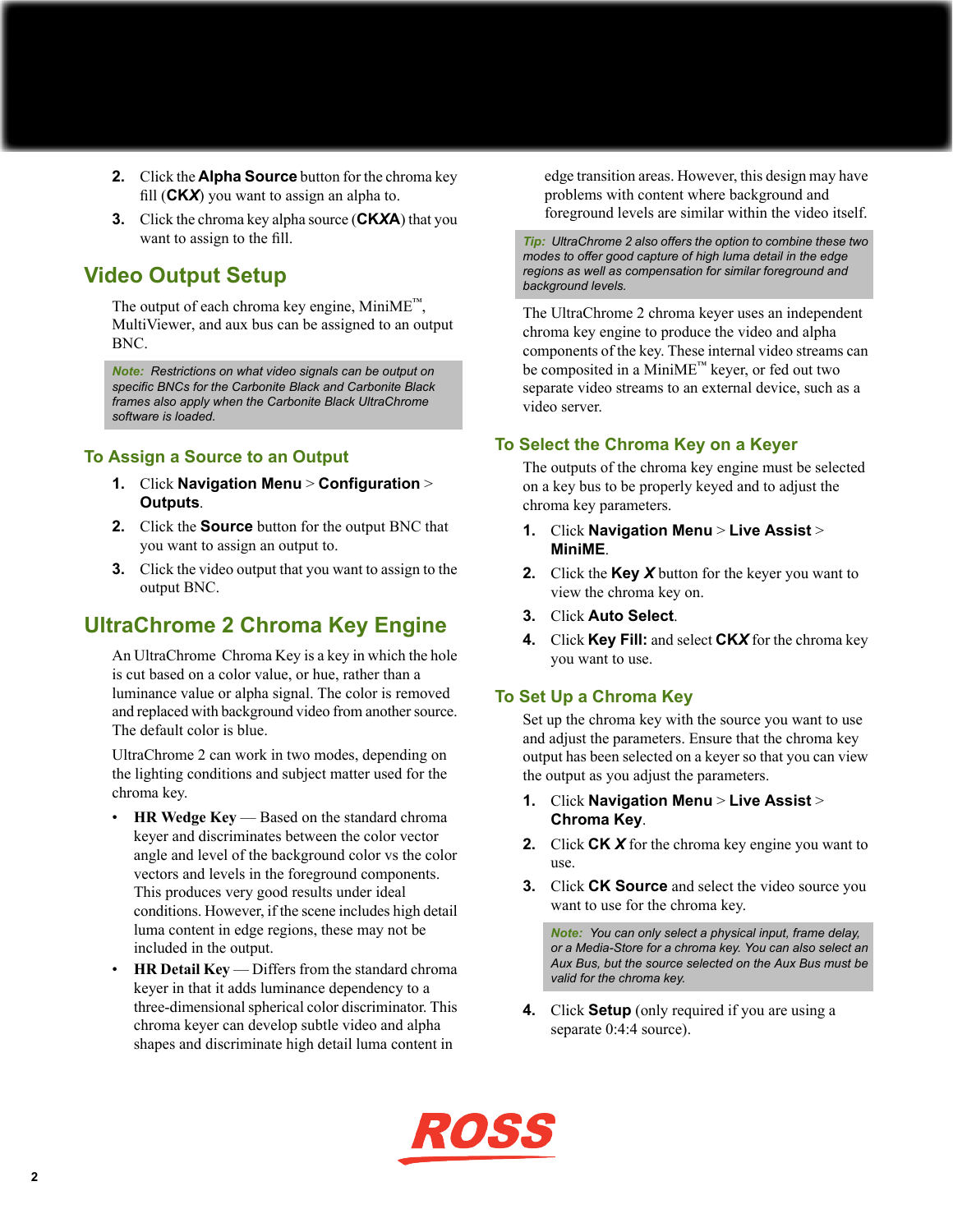2. Click the **Alpha Source** button for the chroma key fill (***CKX***) you want to assign an alpha to.
3. Click the chroma key alpha source (***CKXA***) that you want to assign to the fill.

## Video Output Setup

The output of each chroma key engine, MiniME™, MultiViewer, and aux bus can be assigned to an output BNC.

> ***Note:*** *Restrictions on what video signals can be output on specific BNCs for the Carbonite Black and Carbonite Black frames also apply when the Carbonite Black UltraChrome software is loaded.*

### To Assign a Source to an Output

1. Click **Navigation Menu** > **Configuration** > **Outputs**.
2. Click the **Source** button for the output BNC that you want to assign an output to.
3. Click the video output that you want to assign to the output BNC.

## UltraChrome 2 Chroma Key Engine

An UltraChrome Chroma Key is a key in which the hole is cut based on a color value, or hue, rather than a luminance value or alpha signal. The color is removed and replaced with background video from another source. The default color is blue.

UltraChrome 2 can work in two modes, depending on the lighting conditions and subject matter used for the chroma key.

- **HR Wedge Key** — Based on the standard chroma keyer and discriminates between the color vector angle and level of the background color vs the color vectors and levels in the foreground components. This produces very good results under ideal conditions. However, if the scene includes high detail luma content in edge regions, these may not be included in the output.
- **HR Detail Key** — Differs from the standard chroma keyer in that it adds luminance dependency to a three-dimensional spherical color discriminator. This chroma keyer can develop subtle video and alpha shapes and discriminate high detail luma content in edge transition areas. However, this design may have problems with content where background and foreground levels are similar within the video itself.

> ***Tip:*** *UltraChrome 2 also offers the option to combine these two modes to offer good capture of high luma detail in the edge regions as well as compensation for similar foreground and background levels.*

The UltraChrome 2 chroma keyer uses an independent chroma key engine to produce the video and alpha components of the key. These internal video streams can be composited in a MiniME™ keyer, or fed out two separate video streams to an external device, such as a video server.

### To Select the Chroma Key on a Keyer

The outputs of the chroma key engine must be selected on a key bus to be properly keyed and to adjust the chroma key parameters.

1. Click **Navigation Menu** > **Live Assist** > **MiniME**.
2. Click the **Key *X*** button for the keyer you want to view the chroma key on.
3. Click **Auto Select**.
4. Click **Key Fill:** and select ***CKX*** for the chroma key you want to use.

### To Set Up a Chroma Key

Set up the chroma key with the source you want to use and adjust the parameters. Ensure that the chroma key output has been selected on a keyer so that you can view the output as you adjust the parameters.

1. Click **Navigation Menu** > **Live Assist** > **Chroma Key**.
2. Click **CK *X*** for the chroma key engine you want to use.
3. Click **CK Source** and select the video source you want to use for the chroma key.

   > ***Note:*** *You can only select a physical input, frame delay, or a Media-Store for a chroma key. You can also select an Aux Bus, but the source selected on the Aux Bus must be valid for the chroma key.*

4. Click **Setup** (only required if you are using a separate 0:4:4 source).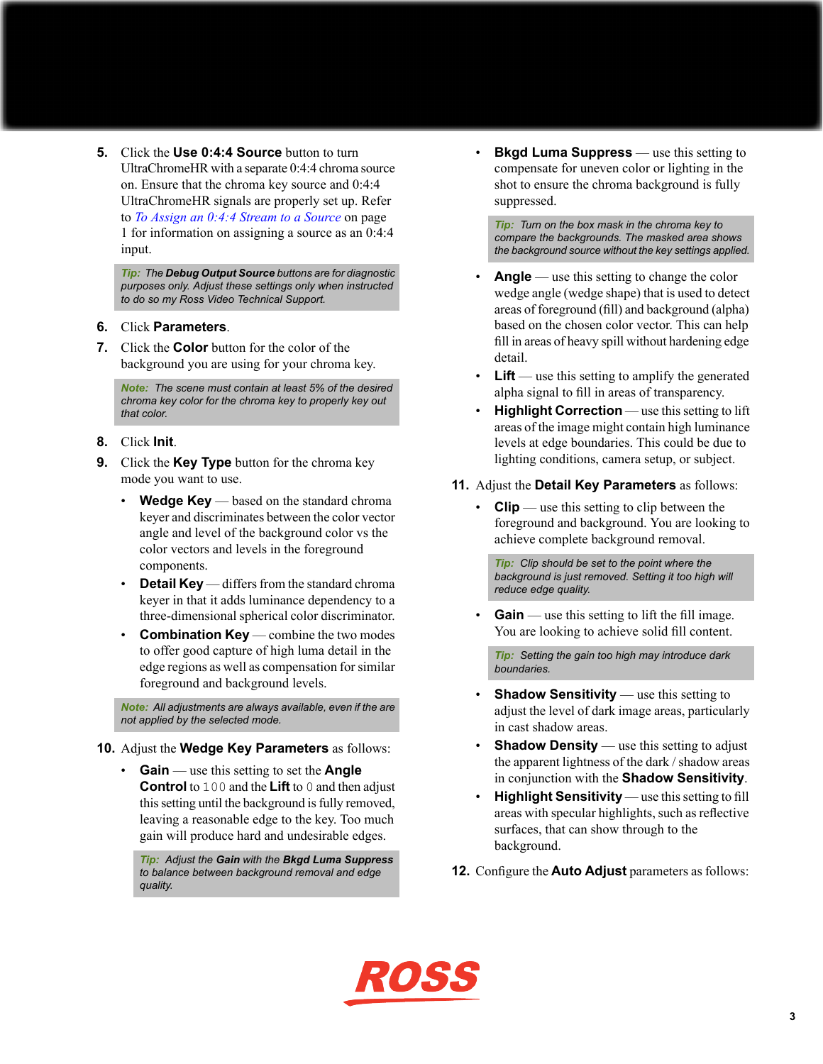5. Click the **Use 0:4:4 Source** button to turn UltraChromeHR with a separate 0:4:4 chroma source on. Ensure that the chroma key source and 0:4:4 UltraChromeHR signals are properly set up. Refer to *To Assign an 0:4:4 Stream to a Source* on page 1 for information on assigning a source as an 0:4:4 input.

> *Tip: The **Debug Output Source** buttons are for diagnostic purposes only. Adjust these settings only when instructed to do so my Ross Video Technical Support.*

6. Click **Parameters**.
7. Click the **Color** button for the color of the background you are using for your chroma key.

> *Note: The scene must contain at least 5% of the desired chroma key color for the chroma key to properly key out that color.*

8. Click **Init**.
9. Click the **Key Type** button for the chroma key mode you want to use.
   - **Wedge Key** — based on the standard chroma keyer and discriminates between the color vector angle and level of the background color vs the color vectors and levels in the foreground components.
   - **Detail Key** — differs from the standard chroma keyer in that it adds luminance dependency to a three-dimensional spherical color discriminator.
   - **Combination Key** — combine the two modes to offer good capture of high luma detail in the edge regions as well as compensation for similar foreground and background levels.

> *Note: All adjustments are always available, even if the are not applied by the selected mode.*

10. Adjust the **Wedge Key Parameters** as follows:
    - **Gain** — use this setting to set the **Angle Control** to `100` and the **Lift** to `0` and then adjust this setting until the background is fully removed, leaving a reasonable edge to the key. Too much gain will produce hard and undesirable edges.

    > *Tip: Adjust the **Gain** with the **Bkgd Luma Suppress** to balance between background removal and edge quality.*

    - **Bkgd Luma Suppress** — use this setting to compensate for uneven color or lighting in the shot to ensure the chroma background is fully suppressed.

    > *Tip: Turn on the box mask in the chroma key to compare the backgrounds. The masked area shows the background source without the key settings applied.*

    - **Angle** — use this setting to change the color wedge angle (wedge shape) that is used to detect areas of foreground (fill) and background (alpha) based on the chosen color vector. This can help fill in areas of heavy spill without hardening edge detail.
    - **Lift** — use this setting to amplify the generated alpha signal to fill in areas of transparency.
    - **Highlight Correction** — use this setting to lift areas of the image might contain high luminance levels at edge boundaries. This could be due to lighting conditions, camera setup, or subject.
11. Adjust the **Detail Key Parameters** as follows:
    - **Clip** — use this setting to clip between the foreground and background. You are looking to achieve complete background removal.

    > *Tip: Clip should be set to the point where the background is just removed. Setting it too high will reduce edge quality.*

    - **Gain** — use this setting to lift the fill image. You are looking to achieve solid fill content.

    > *Tip: Setting the gain too high may introduce dark boundaries.*

    - **Shadow Sensitivity** — use this setting to adjust the level of dark image areas, particularly in cast shadow areas.
    - **Shadow Density** — use this setting to adjust the apparent lightness of the dark / shadow areas in conjunction with the **Shadow Sensitivity**.
    - **Highlight Sensitivity** — use this setting to fill areas with specular highlights, such as reflective surfaces, that can show through to the background.
12. Configure the **Auto Adjust** parameters as follows: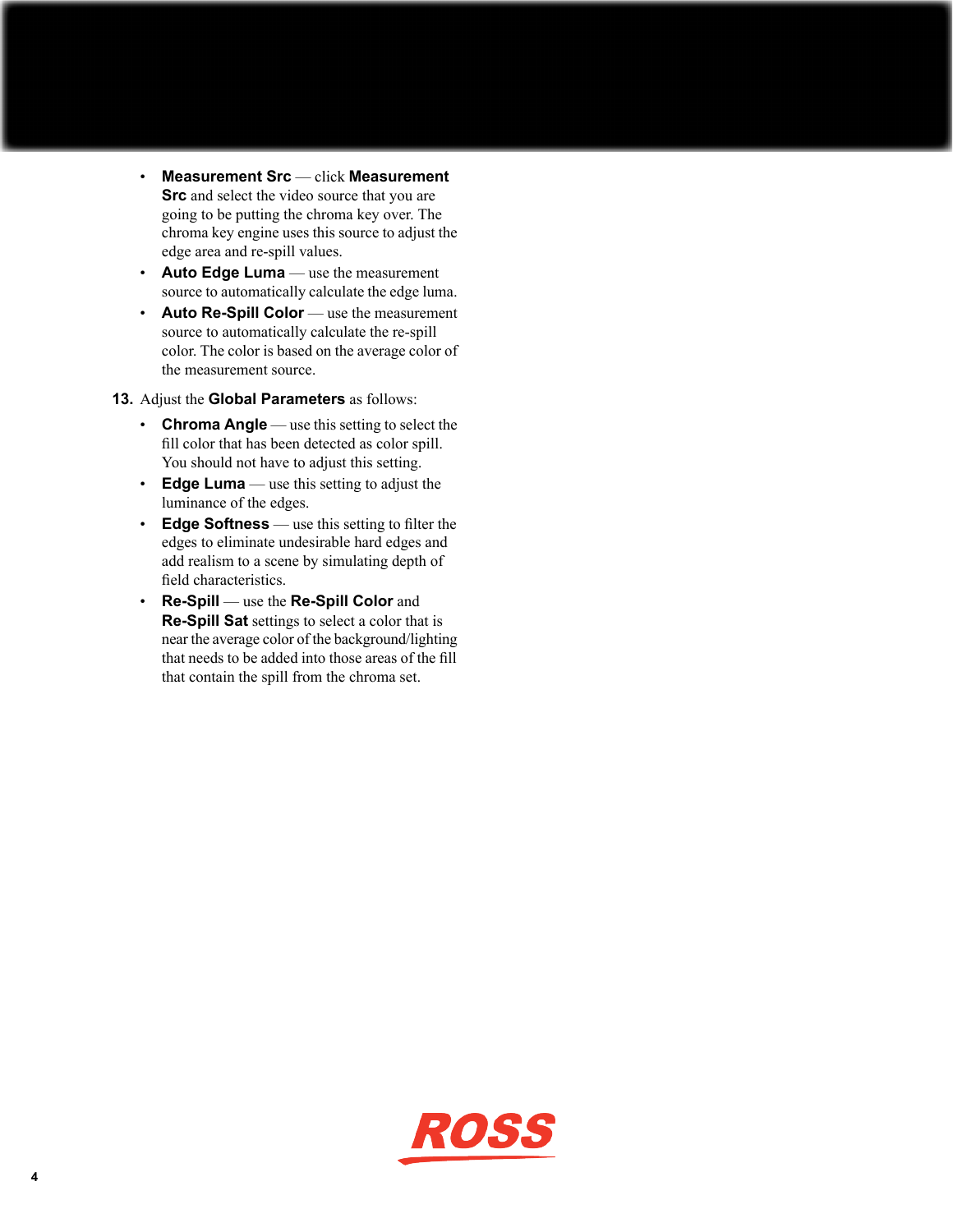- **Measurement Src** — click **Measurement Src** and select the video source that you are going to be putting the chroma key over. The chroma key engine uses this source to adjust the edge area and re-spill values.
- **Auto Edge Luma** — use the measurement source to automatically calculate the edge luma.
- **Auto Re-Spill Color** — use the measurement source to automatically calculate the re-spill color. The color is based on the average color of the measurement source.

13. Adjust the **Global Parameters** as follows:
    - **Chroma Angle** — use this setting to select the fill color that has been detected as color spill. You should not have to adjust this setting.
    - **Edge Luma** — use this setting to adjust the luminance of the edges.
    - **Edge Softness** — use this setting to filter the edges to eliminate undesirable hard edges and add realism to a scene by simulating depth of field characteristics.
    - **Re-Spill** — use the **Re-Spill Color** and **Re-Spill Sat** settings to select a color that is near the average color of the background/lighting that needs to be added into those areas of the fill that contain the spill from the chroma set.